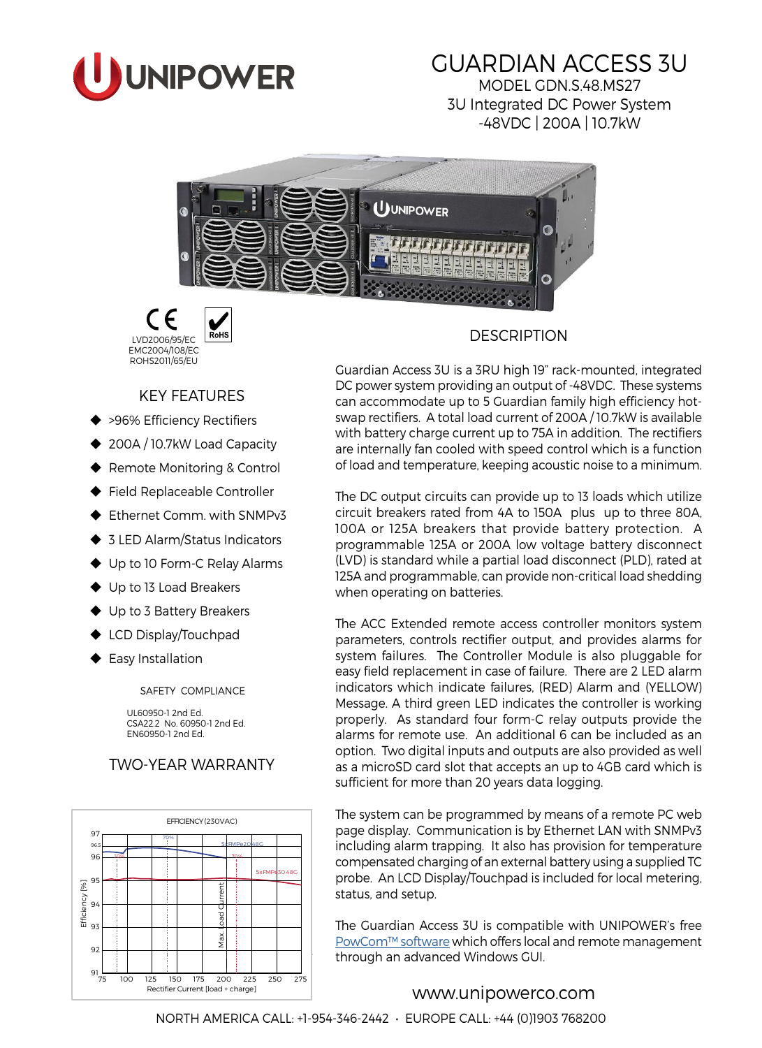UNIPOWER

# GUARDIAN ACCESS 3U

MODEL GDN.S.48.MS27
3U Integrated DC Power System
-48VDC | 200A | 10.7kW

LVD2006/95/EC
EMC2004/108/EC
ROHS2011/65/EU

## KEY FEATURES

- >96% Efficiency Rectifiers
- 200A / 10.7kW Load Capacity
- Remote Monitoring & Control
- Field Replaceable Controller
- Ethernet Comm. with SNMPv3
- 3 LED Alarm/Status Indicators
- Up to 10 Form-C Relay Alarms
- Up to 13 Load Breakers
- Up to 3 Battery Breakers
- LCD Display/Touchpad
- Easy Installation

SAFETY COMPLIANCE

UL60950-1 2nd Ed.
CSA22.2 No. 60950-1 2nd Ed.
EN60950-1 2nd Ed.

## TWO-YEAR WARRANTY

EFFICIENCY (230VAC)

Efficiency [%] vs. Rectifier Current [load + charge] — curves: 5xFMPe20.48G, 5xFMP30.48G; markers: 30%, 70%, Max. Load Current

## DESCRIPTION

Guardian Access 3U is a 3RU high 19" rack-mounted, integrated DC power system providing an output of -48VDC. These systems can accommodate up to 5 Guardian family high efficiency hot-swap rectifiers. A total load current of 200A / 10.7kW is available with battery charge current up to 75A in addition. The rectifiers are internally fan cooled with speed control which is a function of load and temperature, keeping acoustic noise to a minimum.

The DC output circuits can provide up to 13 loads which utilize circuit breakers rated from 4A to 150A plus up to three 80A, 100A or 125A breakers that provide battery protection. A programmable 125A or 200A low voltage battery disconnect (LVD) is standard while a partial load disconnect (PLD), rated at 125A and programmable, can provide non-critical load shedding when operating on batteries.

The ACC Extended remote access controller monitors system parameters, controls rectifier output, and provides alarms for system failures. The Controller Module is also pluggable for easy field replacement in case of failure. There are 2 LED alarm indicators which indicate failures, (RED) Alarm and (YELLOW) Message. A third green LED indicates the controller is working properly. As standard four form-C relay outputs provide the alarms for remote use. An additional 6 can be included as an option. Two digital inputs and outputs are also provided as well as a microSD card slot that accepts an up to 4GB card which is sufficient for more than 20 years data logging.

The system can be programmed by means of a remote PC web page display. Communication is by Ethernet LAN with SNMPv3 including alarm trapping. It also has provision for temperature compensated charging of an external battery using a supplied TC probe. An LCD Display/Touchpad is included for local metering, status, and setup.

The Guardian Access 3U is compatible with UNIPOWER's free PowCom™ software which offers local and remote management through an advanced Windows GUI.

www.unipowerco.com

NORTH AMERICA CALL: +1-954-346-2442 • EUROPE CALL: +44 (0)1903 768200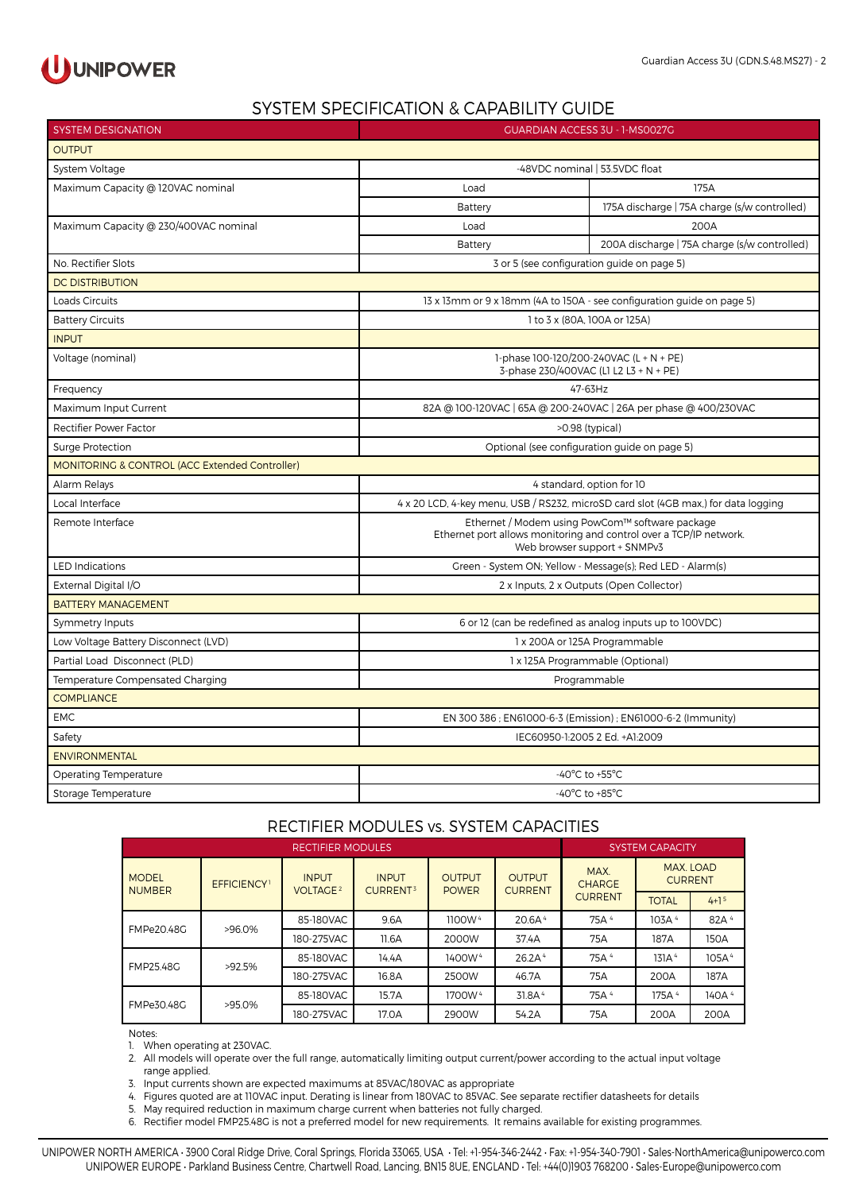## SYSTEM SPECIFICATION & CAPABILITY GUIDE

| SYSTEM DESIGNATION | GUARDIAN ACCESS 3U - 1-MS0027G | |
|---|---|---|
| **OUTPUT** | | |
| System Voltage | -48VDC nominal \| 53.5VDC float | |
| Maximum Capacity @ 120VAC nominal | Load | 175A |
| | Battery | 175A discharge \| 75A charge (s/w controlled) |
| Maximum Capacity @ 230/400VAC nominal | Load | 200A |
| | Battery | 200A discharge \| 75A charge (s/w controlled) |
| No. Rectifier Slots | 3 or 5 (see configuration guide on page 5) | |
| **DC DISTRIBUTION** | | |
| Loads Circuits | 13 x 13mm or 9 x 18mm (4A to 150A - see configuration guide on page 5) | |
| Battery Circuits | 1 to 3 x (80A, 100A or 125A) | |
| **INPUT** | | |
| Voltage (nominal) | 1-phase 100-120/200-240VAC (L + N + PE)<br>3-phase 230/400VAC (L1 L2 L3 + N + PE) | |
| Frequency | 47-63Hz | |
| Maximum Input Current | 82A @ 100-120VAC \| 65A @ 200-240VAC \| 26A per phase @ 400/230VAC | |
| Rectifier Power Factor | >0.98 (typical) | |
| Surge Protection | Optional (see configuration guide on page 5) | |
| **MONITORING & CONTROL (ACC Extended Controller)** | | |
| Alarm Relays | 4 standard, option for 10 | |
| Local Interface | 4 x 20 LCD, 4-key menu, USB / RS232, microSD card slot (4GB max.) for data logging | |
| Remote Interface | Ethernet / Modem using PowCom™ software package<br>Ethernet port allows monitoring and control over a TCP/IP network.<br>Web browser support + SNMPv3 | |
| LED Indications | Green - System ON; Yellow - Message(s); Red LED - Alarm(s) | |
| External Digital I/O | 2 x Inputs, 2 x Outputs (Open Collector) | |
| **BATTERY MANAGEMENT** | | |
| Symmetry Inputs | 6 or 12 (can be redefined as analog inputs up to 100VDC) | |
| Low Voltage Battery Disconnect (LVD) | 1 x 200A or 125A Programmable | |
| Partial Load Disconnect (PLD) | 1 x 125A Programmable (Optional) | |
| Temperature Compensated Charging | Programmable | |
| **COMPLIANCE** | | |
| EMC | EN 300 386 ; EN61000-6-3 (Emission) ; EN61000-6-2 (Immunity) | |
| Safety | IEC60950-1:2005 2 Ed. +A1:2009 | |
| **ENVIRONMENTAL** | | |
| Operating Temperature | -40°C to +55°C | |
| Storage Temperature | -40°C to +85°C | |

## RECTIFIER MODULES vs. SYSTEM CAPACITIES

| RECTIFIER MODULES | | | | | | SYSTEM CAPACITY | | |
|---|---|---|---|---|---|---|---|---|
| MODEL NUMBER | EFFICIENCY[1] | INPUT VOLTAGE[2] | INPUT CURRENT[3] | OUTPUT POWER | OUTPUT CURRENT | MAX. CHARGE CURRENT | MAX. LOAD CURRENT | |
| | | | | | | | TOTAL | 4+1[5] |
| FMPe20.48G | >96.0% | 85-180VAC | 9.6A | 1100W[4] | 20.6A[4] | 75A[4] | 103A[4] | 82A[4] |
| | | 180-275VAC | 11.6A | 2000W | 37.4A | 75A | 187A | 150A |
| FMP25.48G | >92.5% | 85-180VAC | 14.4A | 1400W[4] | 26.2A[4] | 75A[4] | 131A[4] | 105A[4] |
| | | 180-275VAC | 16.8A | 2500W | 46.7A | 75A | 200A | 187A |
| FMPe30.48G | >95.0% | 85-180VAC | 15.7A | 1700W[4] | 31.8A[4] | 75A[4] | 175A[4] | 140A[4] |
| | | 180-275VAC | 17.0A | 2900W | 54.2A | 75A | 200A | 200A |

Notes:
1. When operating at 230VAC.
2. All models will operate over the full range, automatically limiting output current/power according to the actual input voltage range applied.
3. Input currents shown are expected maximums at 85VAC/180VAC as appropriate
4. Figures quoted are at 110VAC input. Derating is linear from 180VAC to 85VAC. See separate rectifier datasheets for details
5. May required reduction in maximum charge current when batteries not fully charged.
6. Rectifier model FMP25.48G is not a preferred model for new requirements. It remains available for existing programmes.

UNIPOWER NORTH AMERICA · 3900 Coral Ridge Drive, Coral Springs, Florida 33065, USA · Tel: +1-954-346-2442 · Fax: +1-954-340-7901 · Sales-NorthAmerica@unipowerco.com
UNIPOWER EUROPE · Parkland Business Centre, Chartwell Road, Lancing, BN15 8UE, ENGLAND · Tel: +44(0)1903 768200 · Sales-Europe@unipowerco.com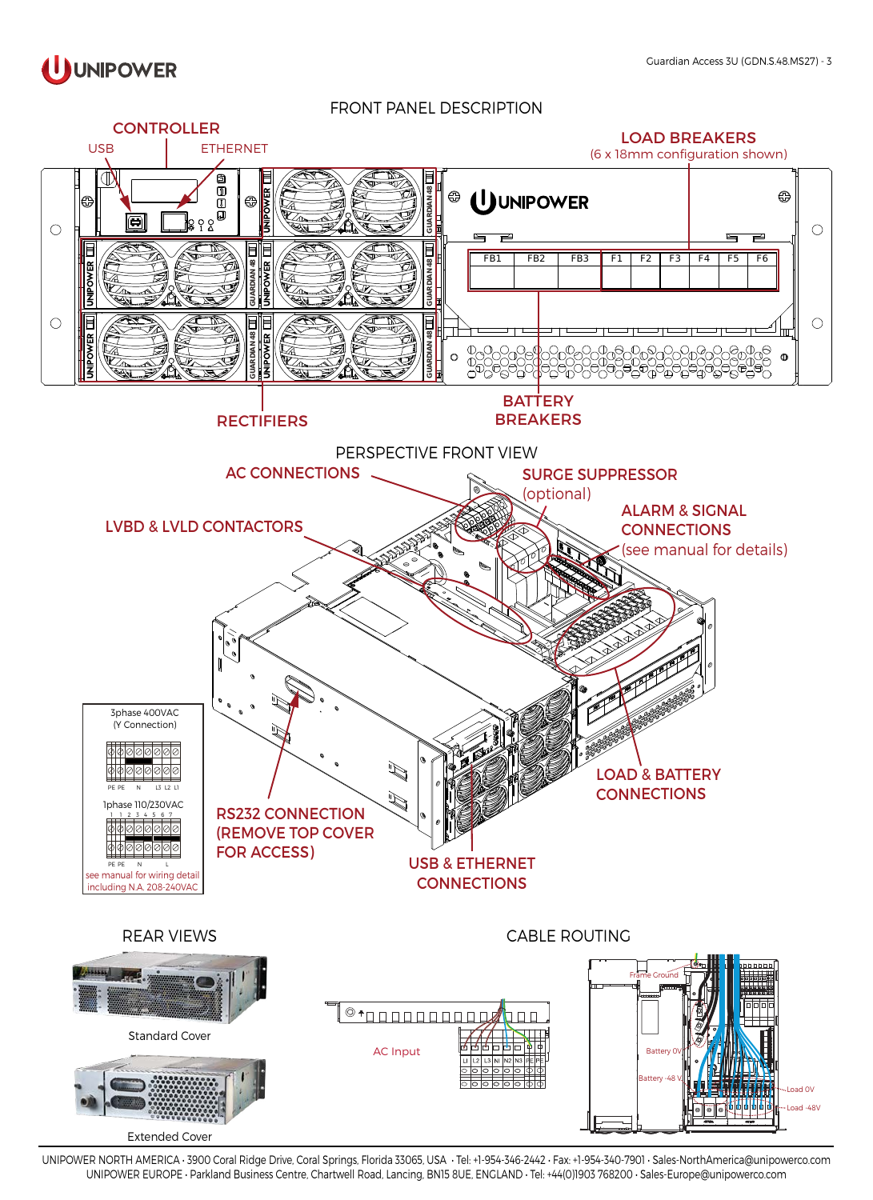## FRONT PANEL DESCRIPTION

CONTROLLER

USB

ETHERNET

LOAD BREAKERS
(6 x 18mm configuration shown)

FB1 FB2 FB3 F1 F2 F3 F4 F5 F6

RECTIFIERS

BATTERY BREAKERS

## PERSPECTIVE FRONT VIEW

AC CONNECTIONS

SURGE SUPPRESSOR (optional)

ALARM & SIGNAL CONNECTIONS (see manual for details)

LVBD & LVLD CONTACTORS

3phase 400VAC (Y Connection)

PE PE N L3 L2 L1

1phase 110/230VAC

1 2 3 4 5 6 7

PE PE N L

see manual for wiring detail including N.A. 208-240VAC

RS232 CONNECTION (REMOVE TOP COVER FOR ACCESS)

USB & ETHERNET CONNECTIONS

LOAD & BATTERY CONNECTIONS

## REAR VIEWS

Standard Cover

Extended Cover

## CABLE ROUTING

AC Input

L1 L2 L3 N1 N2 N3 PE PE

Frame Ground

Battery 0V

Battery -48 V

Load 0V

Load -48V

UNIPOWER NORTH AMERICA · 3900 Coral Ridge Drive, Coral Springs, Florida 33065, USA · Tel: +1-954-346-2442 · Fax: +1-954-340-7901 · Sales-NorthAmerica@unipowerco.com
UNIPOWER EUROPE · Parkland Business Centre, Chartwell Road, Lancing, BN15 8UE, ENGLAND · Tel: +44(0)1903 768200 · Sales-Europe@unipowerco.com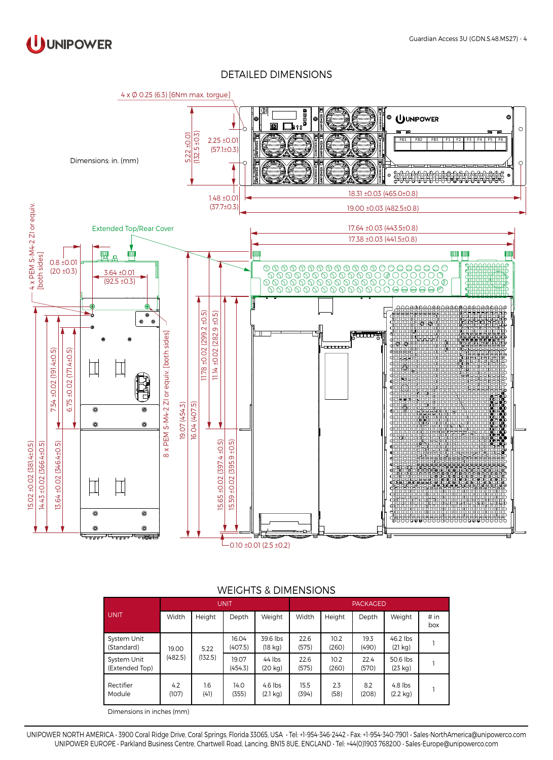## DETAILED DIMENSIONS

Dimensions: in. (mm)

4 x Ø 0.25 (6.3) [6Nm max. torque]

5.22 ±0.01 (132.5 ±0.3)

2.25 ±0.01 (57.1±0.3)

1.48 ±0.01 (37.7±0.3)

18.31 ±0.03 (465.0±0.8)

19.00 ±0.03 (482.5±0.8)

Extended Top/Rear Cover

17.64 ±0.03 (443.5±0.8)

17.38 ±0.03 (441.5±0.8)

4 x PEM S-M4-2 ZI or equiv. [both sides]

0.8 ±0.01 (20 ±0.3)

3.64 ±0.01 (92.5 ±0.3)

8 x PEM S-M4-2 ZI or equiv. [both sides]

15.02 ±0.02 (381.4±0.5)

14.43 ±0.02 (366.4±0.5)

13.64 ±0.02 (346.4±0.5)

7.54 ±0.02 (191.4±0.5)

6.75 ±0.02 (171.4±0.5)

19.07 (454.3)

16.04 (407.5)

11.78 ±0.02 (299.2 ±0.5)

11.14 ±0.02 (282.9 ±0.5)

15.65 ±0.02 (397.4 ±0.5)

15.59 ±0.02 (395.9 ±0.5)

0.10 ±0.01 (2.5 ±0.2)

## WEIGHTS & DIMENSIONS

| UNIT | UNIT | | | | PACKAGED | | | | |
|---|---|---|---|---|---|---|---|---|---|
| | Width | Height | Depth | Weight | Width | Height | Depth | Weight | # in box |
| System Unit (Standard) | 19.00 (482.5) | 5.22 (132.5) | 16.04 (407.5) | 39.6 lbs (18 kg) | 22.6 (575) | 10.2 (260) | 19.3 (490) | 46.2 lbs (21 kg) | 1 |
| System Unit (Extended Top) | 19.00 (482.5) | 5.22 (132.5) | 19.07 (454.3) | 44 lbs (20 kg) | 22.6 (575) | 10.2 (260) | 22.4 (570) | 50.6 lbs (23 kg) | 1 |
| Rectifier Module | 4.2 (107) | 1.6 (41) | 14.0 (355) | 4.6 lbs (2.1 kg) | 15.5 (394) | 2.3 (58) | 8.2 (208) | 4.8 lbs (2.2 kg) | 1 |

Dimensions in inches (mm)

UNIPOWER NORTH AMERICA · 3900 Coral Ridge Drive, Coral Springs, Florida 33065, USA · Tel: +1-954-346-2442 · Fax: +1-954-340-7901 · Sales-NorthAmerica@unipowerco.com
UNIPOWER EUROPE · Parkland Business Centre, Chartwell Road, Lancing, BN15 8UE, ENGLAND · Tel: +44(0)1903 768200 · Sales-Europe@unipowerco.com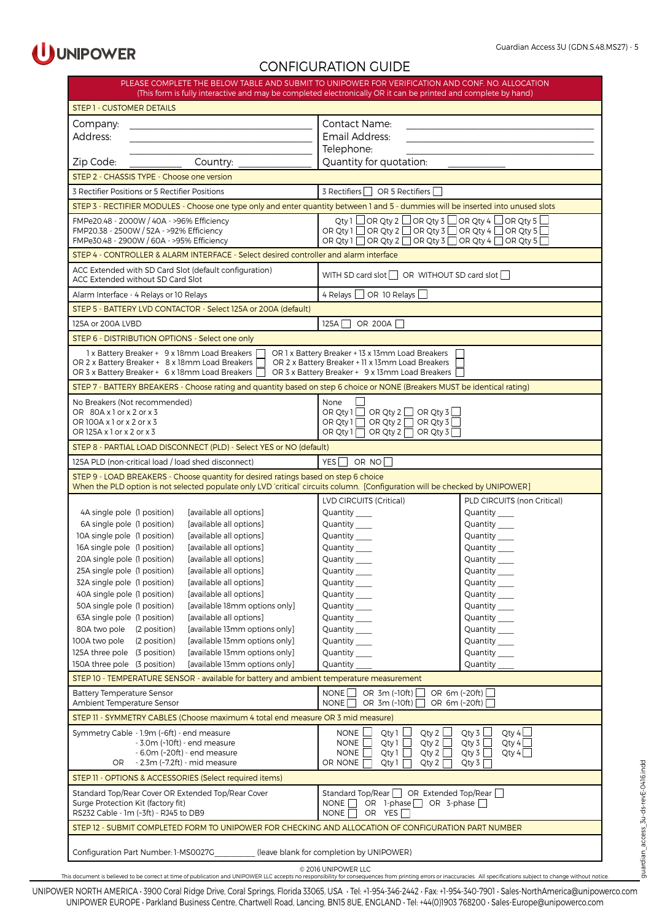# UNIPOWER

## CONFIGURATION GUIDE

PLEASE COMPLETE THE BELOW TABLE AND SUBMIT TO UNIPOWER FOR VERIFICATION AND CONF. NO. ALLOCATION
(This form is fully interactive and may be completed electronically OR it can be printed and complete by hand)

**STEP 1 - CUSTOMER DETAILS**

| | |
|---|---|
| Company: ____________ | Contact Name: ____________ |
| Address: ____________ | Email Address: ____________ |
| ____________ | Telephone: ____________ |
| Zip Code: ______ Country: ______ | Quantity for quotation: ______ |

**STEP 2 - CHASSIS TYPE - Choose one version**

| | |
|---|---|
| 3 Rectifier Positions or 5 Rectifier Positions | 3 Rectifiers ☐ OR 5 Rectifiers ☐ |

**STEP 3 - RECTIFIER MODULES - Choose one type only and enter quantity between 1 and 5 - dummies will be inserted into unused slots**

| | |
|---|---|
| FMPe20.48 - 2000W / 40A - >96% Efficiency | Qty 1 ☐ OR Qty 2 ☐ OR Qty 3 ☐ OR Qty 4 ☐ OR Qty 5 ☐ |
| FMP20.38 - 2500W / 52A - >92% Efficiency | OR Qty 1 ☐ OR Qty 2 ☐ OR Qty 3 ☐ OR Qty 4 ☐ OR Qty 5 ☐ |
| FMPe30.48 - 2900W / 60A - >95% Efficiency | OR Qty 1 ☐ OR Qty 2 ☐ OR Qty 3 ☐ OR Qty 4 ☐ OR Qty 5 ☐ |

**STEP 4 - CONTROLLER & ALARM INTERFACE - Select desired controller and alarm interface**

| | |
|---|---|
| ACC Extended with SD Card Slot (default configuration)<br>ACC Extended without SD Card Slot | WITH SD card slot ☐ OR WITHOUT SD card slot ☐ |
| Alarm Interface - 4 Relays or 10 Relays | 4 Relays ☐ OR 10 Relays ☐ |

**STEP 5 - BATTERY LVD CONTACTOR - Select 125A or 200A (default)**

| | |
|---|---|
| 125A or 200A LVBD | 125A ☐ OR 200A ☐ |

**STEP 6 - DISTRIBUTION OPTIONS - Select one only**

| | |
|---|---|
| 1 x Battery Breaker + 9 x 18mm Load Breakers ☐ | OR 1 x Battery Breaker + 13 x 13mm Load Breakers ☐ |
| OR 2 x Battery Breaker + 8 x 18mm Load Breakers ☐ | OR 2 x Battery Breaker + 11 x 13mm Load Breakers ☐ |
| OR 3 x Battery Breaker + 6 x 18mm Load Breakers ☐ | OR 3 x Battery Breaker + 9 x 13mm Load Breakers ☐ |

**STEP 7 - BATTERY BREAKERS - Choose rating and quantity based on step 6 choice or NONE (Breakers MUST be identical rating)**

| | |
|---|---|
| No Breakers (Not recommended) | None ☐ |
| OR 80A x 1 or x 2 or x 3 | OR Qty 1 ☐ OR Qty 2 ☐ OR Qty 3 ☐ |
| OR 100A x 1 or x 2 or x 3 | OR Qty 1 ☐ OR Qty 2 ☐ OR Qty 3 ☐ |
| OR 125A x 1 or x 2 or x 3 | OR Qty 1 ☐ OR Qty 2 ☐ OR Qty 3 ☐ |

**STEP 8 - PARTIAL LOAD DISCONNECT (PLD) - Select YES or NO (default)**

| | |
|---|---|
| 125A PLD (non-critical load / load shed disconnect) | YES ☐ OR NO ☐ |

**STEP 9 - LOAD BREAKERS - Choose quantity for desired ratings based on step 6 choice**
When the PLD option is not selected populate only LVD 'critical' circuits column. [Configuration will be checked by UNIPOWER]

| | | LVD CIRCUITS (Critical) | PLD CIRCUITS (non Critical) |
|---|---|---|---|
| 4A single pole (1 position) | [available all options] | Quantity ____ | Quantity ____ |
| 6A single pole (1 position) | [available all options] | Quantity ____ | Quantity ____ |
| 10A single pole (1 position) | [available all options] | Quantity ____ | Quantity ____ |
| 16A single pole (1 position) | [available all options] | Quantity ____ | Quantity ____ |
| 20A single pole (1 position) | [available all options] | Quantity ____ | Quantity ____ |
| 25A single pole (1 position) | [available all options] | Quantity ____ | Quantity ____ |
| 32A single pole (1 position) | [available all options] | Quantity ____ | Quantity ____ |
| 40A single pole (1 position) | [available all options] | Quantity ____ | Quantity ____ |
| 50A single pole (1 position) | [available 18mm options only] | Quantity ____ | Quantity ____ |
| 63A single pole (1 position) | [available all options] | Quantity ____ | Quantity ____ |
| 80A two pole (2 position) | [available 13mm options only] | Quantity ____ | Quantity ____ |
| 100A two pole (2 position) | [available 13mm options only] | Quantity ____ | Quantity ____ |
| 125A three pole (3 position) | [available 13mm options only] | Quantity ____ | Quantity ____ |
| 150A three pole (3 position) | [available 13mm options only] | Quantity ____ | Quantity ____ |

**STEP 10 - TEMPERATURE SENSOR - available for battery and ambient temperature measurement**

| | |
|---|---|
| Battery Temperature Sensor | NONE ☐ OR 3m (~10ft) ☐ OR 6m (~20ft) ☐ |
| Ambient Temperature Sensor | NONE ☐ OR 3m (~10ft) ☐ OR 6m (~20ft) ☐ |

**STEP 11 - SYMMETRY CABLES (Choose maximum 4 total end measure OR 3 mid measure)**

| | |
|---|---|
| Symmetry Cable - 1.9m (~6ft) - end measure | NONE ☐ Qty 1 ☐ Qty 2 ☐ Qty 3 ☐ Qty 4 ☐ |
| - 3.0m (~10ft) - end measure | NONE ☐ Qty 1 ☐ Qty 2 ☐ Qty 3 ☐ Qty 4 ☐ |
| - 6.0m (~20ft) - end measure | NONE ☐ Qty 1 ☐ Qty 2 ☐ Qty 3 ☐ Qty 4 ☐ |
| OR - 2.3m (~7.2ft) - mid measure | OR NONE ☐ Qty 1 ☐ Qty 2 ☐ Qty 3 ☐ |

**STEP 11 - OPTIONS & ACCESSORIES (Select required items)**

| | |
|---|---|
| Standard Top/Rear Cover OR Extended Top/Rear Cover | Standard Top/Rear ☐ OR Extended Top/Rear ☐ |
| Surge Protection Kit (factory fit) | NONE ☐ OR 1-phase ☐ OR 3-phase ☐ |
| RS232 Cable - 1m (~3ft) - RJ45 to DB9 | NONE ☐ OR YES ☐ |

**STEP 12 - SUBMIT COMPLETED FORM TO UNIPOWER FOR CHECKING AND ALLOCATION OF CONFIGURATION PART NUMBER**

Configuration Part Number: 1-MS0027G__________ (leave blank for completion by UNIPOWER)

© 2016 UNIPOWER LLC
This document is believed to be correct at time of publication and UNIPOWER LLC accepts no responsibility for consequences from printing errors or inaccuracies. All specifications subject to change without notice.

UNIPOWER NORTH AMERICA · 3900 Coral Ridge Drive, Coral Springs, Florida 33065, USA · Tel: +1-954-346-2442 · Fax: +1-954-340-7901 · Sales-NorthAmerica@unipowerco.com
UNIPOWER EUROPE · Parkland Business Centre, Chartwell Road, Lancing, BN15 8UE, ENGLAND · Tel: +44(0)1903 768200 · Sales-Europe@unipowerco.com